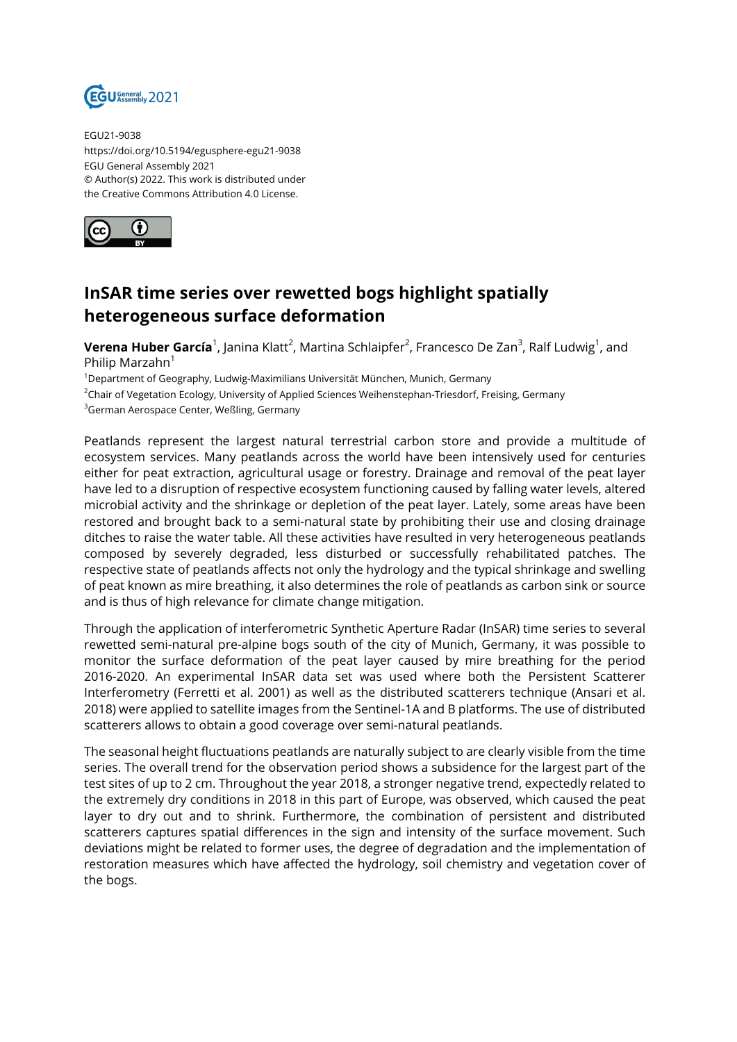EGU21-9038
https://doi.org/10.5194/egusphere-egu21-9038
EGU General Assembly 2021
© Author(s) 2022. This work is distributed under
the Creative Commons Attribution 4.0 License.

# InSAR time series over rewetted bogs highlight spatially heterogeneous surface deformation

**Verena Huber García**[1], Janina Klatt[2], Martina Schlaipfer[2], Francesco De Zan[3], Ralf Ludwig[1], and Philip Marzahn[1]

[1]Department of Geography, Ludwig-Maximilians Universität München, Munich, Germany
[2]Chair of Vegetation Ecology, University of Applied Sciences Weihenstephan-Triesdorf, Freising, Germany
[3]German Aerospace Center, Weßling, Germany

Peatlands represent the largest natural terrestrial carbon store and provide a multitude of ecosystem services. Many peatlands across the world have been intensively used for centuries either for peat extraction, agricultural usage or forestry. Drainage and removal of the peat layer have led to a disruption of respective ecosystem functioning caused by falling water levels, altered microbial activity and the shrinkage or depletion of the peat layer. Lately, some areas have been restored and brought back to a semi-natural state by prohibiting their use and closing drainage ditches to raise the water table. All these activities have resulted in very heterogeneous peatlands composed by severely degraded, less disturbed or successfully rehabilitated patches. The respective state of peatlands affects not only the hydrology and the typical shrinkage and swelling of peat known as mire breathing, it also determines the role of peatlands as carbon sink or source and is thus of high relevance for climate change mitigation.

Through the application of interferometric Synthetic Aperture Radar (InSAR) time series to several rewetted semi-natural pre-alpine bogs south of the city of Munich, Germany, it was possible to monitor the surface deformation of the peat layer caused by mire breathing for the period 2016-2020. An experimental InSAR data set was used where both the Persistent Scatterer Interferometry (Ferretti et al. 2001) as well as the distributed scatterers technique (Ansari et al. 2018) were applied to satellite images from the Sentinel-1A and B platforms. The use of distributed scatterers allows to obtain a good coverage over semi-natural peatlands.

The seasonal height fluctuations peatlands are naturally subject to are clearly visible from the time series. The overall trend for the observation period shows a subsidence for the largest part of the test sites of up to 2 cm. Throughout the year 2018, a stronger negative trend, expectedly related to the extremely dry conditions in 2018 in this part of Europe, was observed, which caused the peat layer to dry out and to shrink. Furthermore, the combination of persistent and distributed scatterers captures spatial differences in the sign and intensity of the surface movement. Such deviations might be related to former uses, the degree of degradation and the implementation of restoration measures which have affected the hydrology, soil chemistry and vegetation cover of the bogs.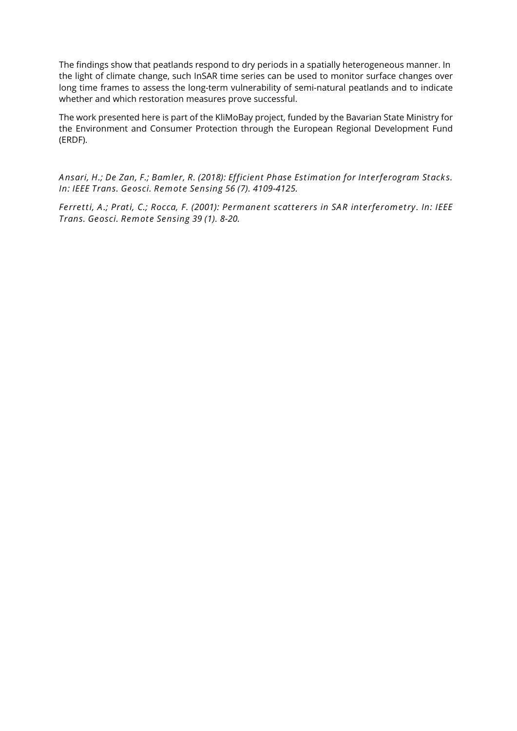The findings show that peatlands respond to dry periods in a spatially heterogeneous manner. In the light of climate change, such InSAR time series can be used to monitor surface changes over long time frames to assess the long-term vulnerability of semi-natural peatlands and to indicate whether and which restoration measures prove successful.

The work presented here is part of the KliMoBay project, funded by the Bavarian State Ministry for the Environment and Consumer Protection through the European Regional Development Fund (ERDF).

*Ansari, H.; De Zan, F.; Bamler, R. (2018): Efficient Phase Estimation for Interferogram Stacks. In: IEEE Trans. Geosci. Remote Sensing 56 (7). 4109-4125.*

*Ferretti, A.; Prati, C.; Rocca, F. (2001): Permanent scatterers in SAR interferometry. In: IEEE Trans. Geosci. Remote Sensing 39 (1). 8-20.*